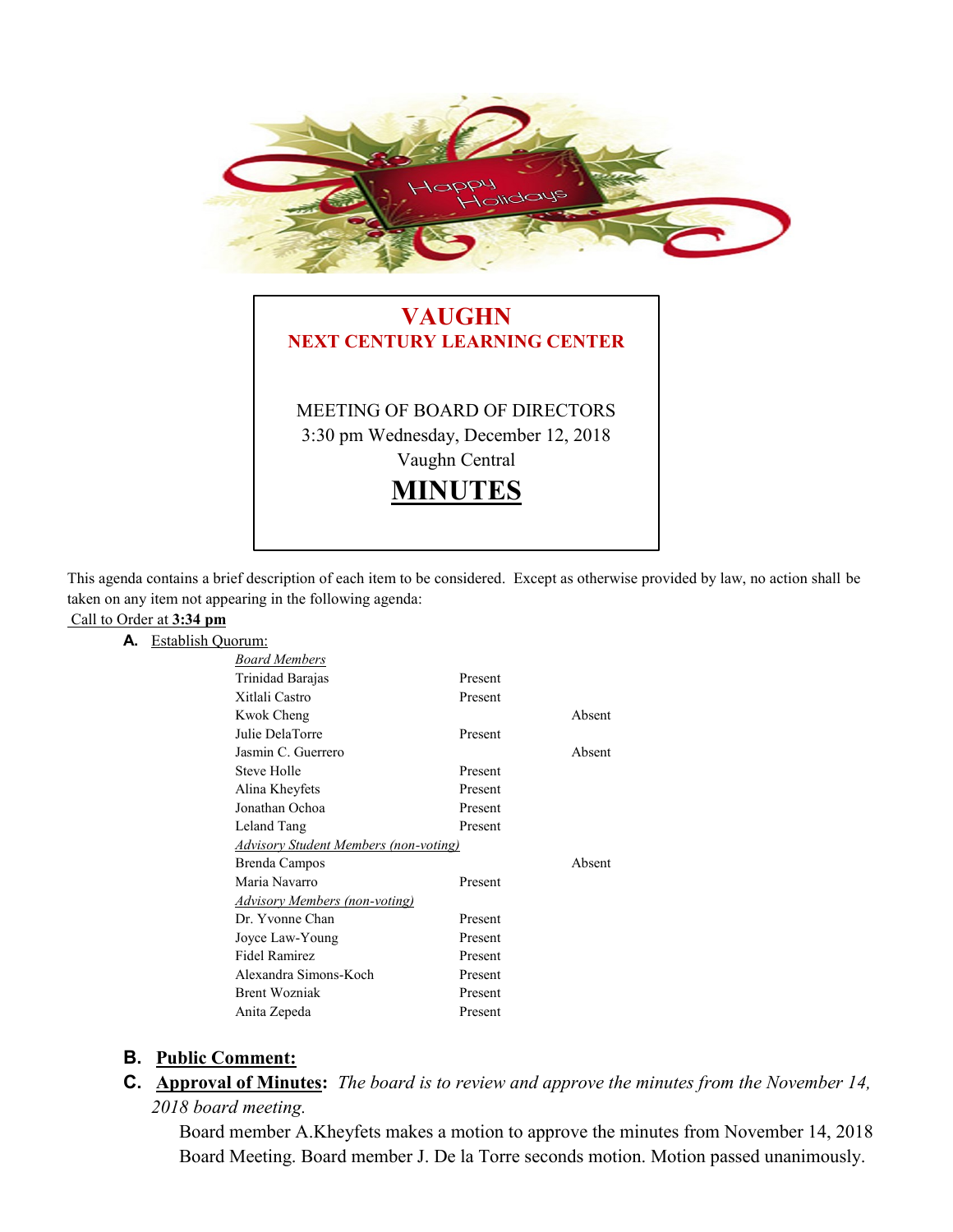# VAUGHN
## NEXT CENTURY LEARNING CENTER

MEETING OF BOARD OF DIRECTORS
3:30 pm Wednesday, December 12, 2018
Vaughn Central

# MINUTES

This agenda contains a brief description of each item to be considered. Except as otherwise provided by law, no action shall be taken on any item not appearing in the following agenda:

Call to Order at **3:34 pm**

**A.** Establish Quorum:

| *Board Members* | | |
|---|---|---|
| Trinidad Barajas | Present | |
| Xitlali Castro | Present | |
| Kwok Cheng | | Absent |
| Julie DelaTorre | Present | |
| Jasmin C. Guerrero | | Absent |
| Steve Holle | Present | |
| Alina Kheyfets | Present | |
| Jonathan Ochoa | Present | |
| Leland Tang | Present | |
| *Advisory Student Members (non-voting)* | | |
| Brenda Campos | | Absent |
| Maria Navarro | Present | |
| *Advisory Members (non-voting)* | | |
| Dr. Yvonne Chan | Present | |
| Joyce Law-Young | Present | |
| Fidel Ramirez | Present | |
| Alexandra Simons-Koch | Present | |
| Brent Wozniak | Present | |
| Anita Zepeda | Present | |

**B.** **Public Comment:**

**C.** **Approval of Minutes:** *The board is to review and approve the minutes from the November 14, 2018 board meeting.*

Board member A.Kheyfets makes a motion to approve the minutes from November 14, 2018 Board Meeting. Board member J. De la Torre seconds motion. Motion passed unanimously.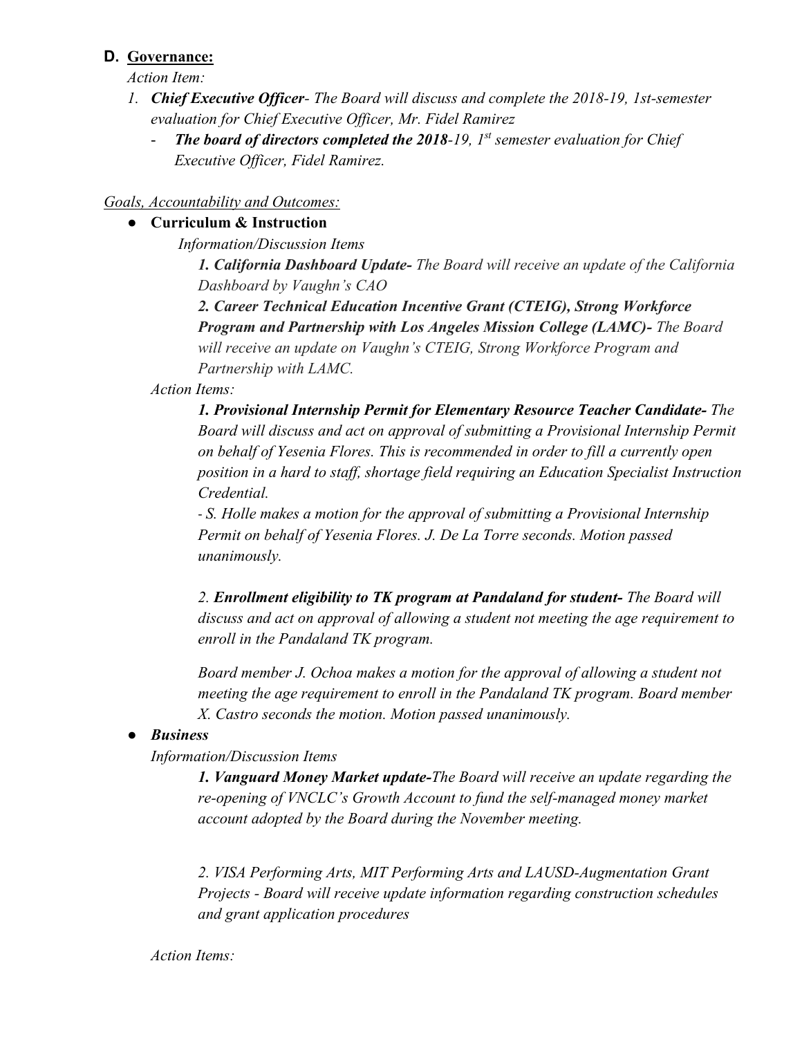**D. <u>Governance:</u>**

*Action Item:*

1. ***Chief Executive Officer****- The Board will discuss and complete the 2018-19, 1st-semester evaluation for Chief Executive Officer, Mr. Fidel Ramirez*
   - ***The board of directors completed the 2018****-19, 1st semester evaluation for Chief Executive Officer, Fidel Ramirez.*

*<u>Goals, Accountability and Outcomes:</u>*

- **Curriculum & Instruction**

  *Information/Discussion Items*

  ***1. California Dashboard Update-*** *The Board will receive an update of the California Dashboard by Vaughn's CAO*

  ***2. Career Technical Education Incentive Grant (CTEIG), Strong Workforce Program and Partnership with Los Angeles Mission College (LAMC)-*** *The Board will receive an update on Vaughn's CTEIG, Strong Workforce Program and Partnership with LAMC.*

  *Action Items:*

  ***1. Provisional Internship Permit for Elementary Resource Teacher Candidate-*** *The Board will discuss and act on approval of submitting a Provisional Internship Permit on behalf of Yesenia Flores. This is recommended in order to fill a currently open position in a hard to staff, shortage field requiring an Education Specialist Instruction Credential.*

  *- S. Holle makes a motion for the approval of submitting a Provisional Internship Permit on behalf of Yesenia Flores. J. De La Torre seconds. Motion passed unanimously.*

  *2.* ***Enrollment eligibility to TK program at Pandaland for student-*** *The Board will discuss and act on approval of allowing a student not meeting the age requirement to enroll in the Pandaland TK program.*

  *Board member J. Ochoa makes a motion for the approval of allowing a student not meeting the age requirement to enroll in the Pandaland TK program. Board member X. Castro seconds the motion. Motion passed unanimously.*

- ***Business***

  *Information/Discussion Items*

  ***1. Vanguard Money Market update-****The Board will receive an update regarding the re-opening of VNCLC's Growth Account to fund the self-managed money market account adopted by the Board during the November meeting.*

  *2. VISA Performing Arts, MIT Performing Arts and LAUSD-Augmentation Grant Projects - Board will receive update information regarding construction schedules and grant application procedures*

  *Action Items:*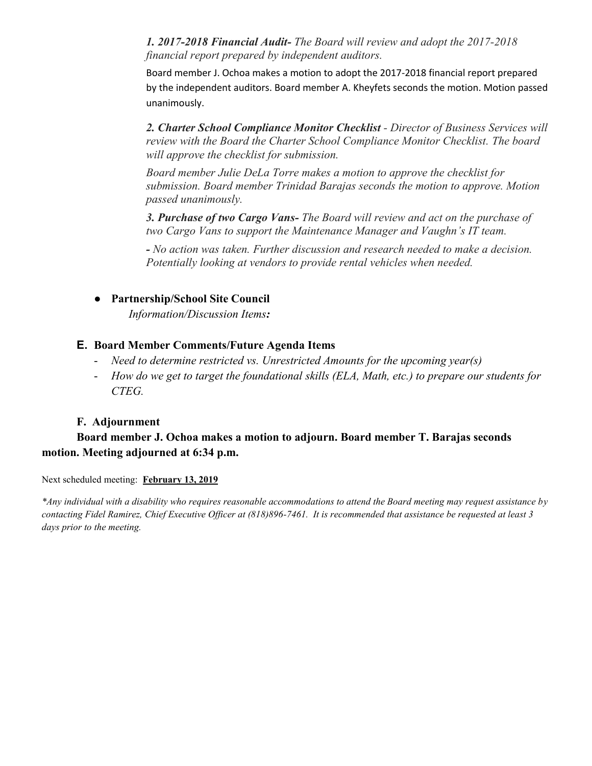*__1. 2017-2018 Financial Audit-__ The Board will review and adopt the 2017-2018 financial report prepared by independent auditors.*

Board member J. Ochoa makes a motion to adopt the 2017-2018 financial report prepared by the independent auditors. Board member A. Kheyfets seconds the motion. Motion passed unanimously.

*__2. Charter School Compliance Monitor Checklist__ - Director of Business Services will review with the Board the Charter School Compliance Monitor Checklist. The board will approve the checklist for submission.*

*Board member Julie DeLa Torre makes a motion to approve the checklist for submission. Board member Trinidad Barajas seconds the motion to approve. Motion passed unanimously.*

*__3. Purchase of two Cargo Vans-__ The Board will review and act on the purchase of two Cargo Vans to support the Maintenance Manager and Vaughn's IT team.*

*__-__ No action was taken. Further discussion and research needed to make a decision. Potentially looking at vendors to provide rental vehicles when needed.*

- **Partnership/School Site Council**

  *Information/Discussion Items:*

## E. Board Member Comments/Future Agenda Items

- *Need to determine restricted vs. Unrestricted Amounts for the upcoming year(s)*
- *How do we get to target the foundational skills (ELA, Math, etc.) to prepare our students for CTEG.*

## F. Adjournment

**Board member J. Ochoa makes a motion to adjourn. Board member T. Barajas seconds motion. Meeting adjourned at 6:34 p.m.**

Next scheduled meeting: **February 13, 2019**

*\*Any individual with a disability who requires reasonable accommodations to attend the Board meeting may request assistance by contacting Fidel Ramirez, Chief Executive Officer at (818)896-7461. It is recommended that assistance be requested at least 3 days prior to the meeting.*